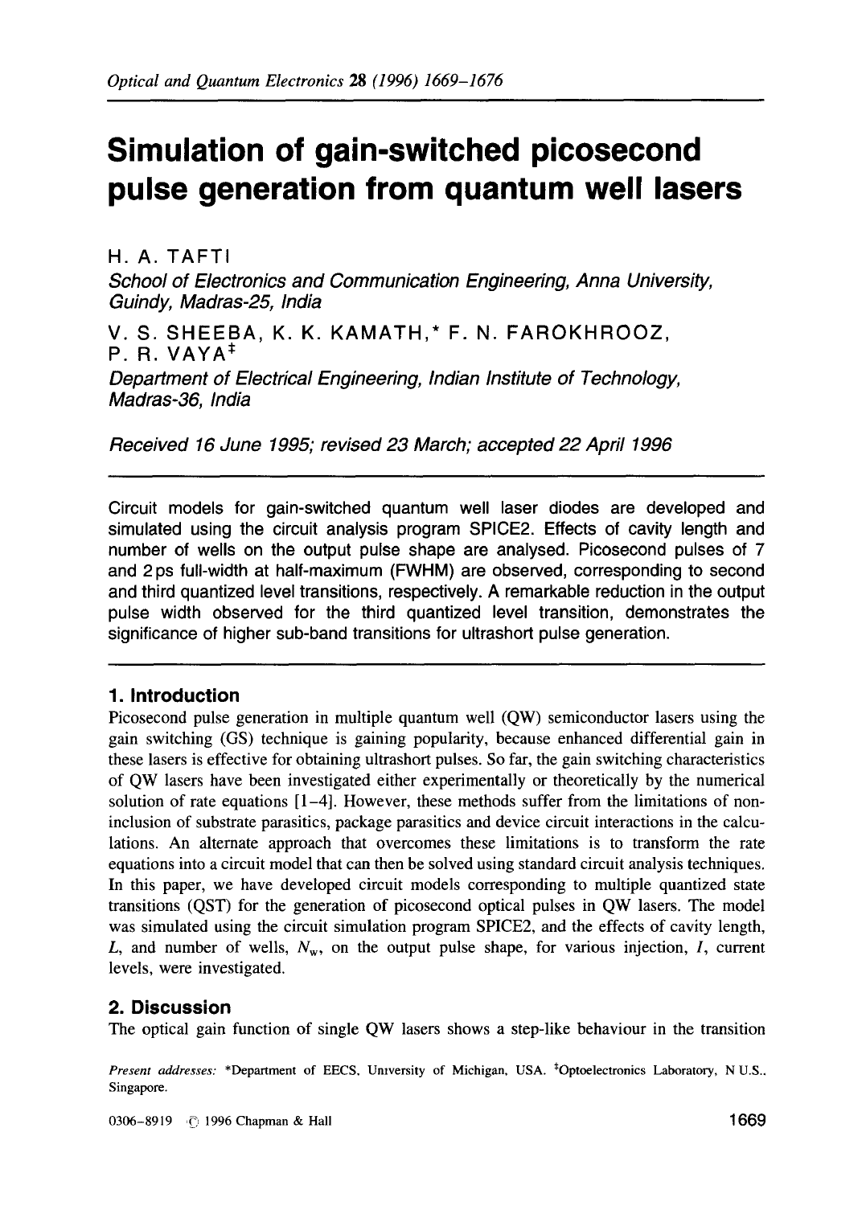# Simulation of gain-switched picosecond pulse generation from quantum well lasers

H. A. TAFTI

*School of Electronics and Communication Engineering, Anna University, Guindy, Madras-25, India*

V. S. SHEEBA, K. K. KAMATH,* F. N. FAROKHROOZ, P. R. VAYA[‡]

*Department of Electrical Engineering, Indian Institute of Technology, Madras-36, India*

*Received 16 June 1995; revised 23 March; accepted 22 April 1996*

---

Circuit models for gain-switched quantum well laser diodes are developed and simulated using the circuit analysis program SPICE2. Effects of cavity length and number of wells on the output pulse shape are analysed. Picosecond pulses of 7 and 2 ps full-width at half-maximum (FWHM) are observed, corresponding to second and third quantized level transitions, respectively. A remarkable reduction in the output pulse width observed for the third quantized level transition, demonstrates the significance of higher sub-band transitions for ultrashort pulse generation.

---

## 1. Introduction

Picosecond pulse generation in multiple quantum well (QW) semiconductor lasers using the gain switching (GS) technique is gaining popularity, because enhanced differential gain in these lasers is effective for obtaining ultrashort pulses. So far, the gain switching characteristics of QW lasers have been investigated either experimentally or theoretically by the numerical solution of rate equations [1–4]. However, these methods suffer from the limitations of non-inclusion of substrate parasitics, package parasitics and device circuit interactions in the calculations. An alternate approach that overcomes these limitations is to transform the rate equations into a circuit model that can then be solved using standard circuit analysis techniques. In this paper, we have developed circuit models corresponding to multiple quantized state transitions (QST) for the generation of picosecond optical pulses in QW lasers. The model was simulated using the circuit simulation program SPICE2, and the effects of cavity length, $L$, and number of wells, $N_w$, on the output pulse shape, for various injection, $I$, current levels, were investigated.

## 2. Discussion

The optical gain function of single QW lasers shows a step-like behaviour in the transition

*Present addresses:* *Department of EECS, University of Michigan, USA. [‡]Optoelectronics Laboratory, N U.S., Singapore.

0306-8919 © 1996 Chapman & Hall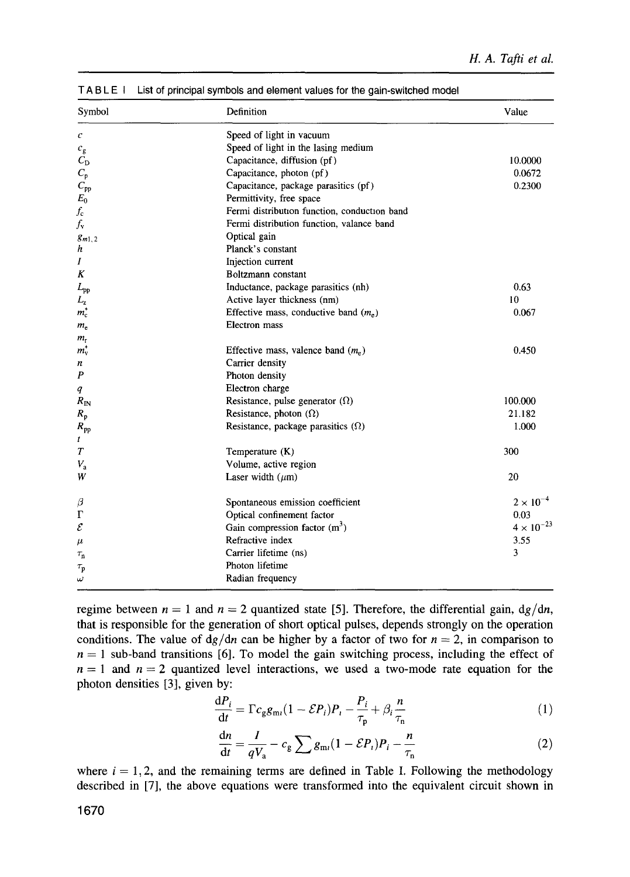TABLE I List of principal symbols and element values for the gain-switched model

| Symbol | Definition | Value |
|---|---|---|
| $c$ | Speed of light in vacuum | |
| $c_g$ | Speed of light in the lasing medium | |
| $C_D$ | Capacitance, diffusion (pf) | 10.0000 |
| $C_p$ | Capacitance, photon (pf) | 0.0672 |
| $C_{pp}$ | Capacitance, package parasitics (pf) | 0.2300 |
| $E_0$ | Permittivity, free space | |
| $f_c$ | Fermi distribution function, conduction band | |
| $f_v$ | Fermi distribution function, valance band | |
| $g_{m1,2}$ | Optical gain | |
| $h$ | Planck's constant | |
| $I$ | Injection current | |
| $K$ | Boltzmann constant | |
| $L_{pp}$ | Inductance, package parasitics (nh) | 0.63 |
| $L_z$ | Active layer thickness (nm) | 10 |
| $m_c^*$ | Effective mass, conductive band ($m_e$) | 0.067 |
| $m_e$ | Electron mass | |
| $m_r$ | | |
| $m_v^*$ | Effective mass, valence band ($m_e$) | 0.450 |
| $n$ | Carrier density | |
| $P$ | Photon density | |
| $q$ | Electron charge | |
| $R_{IN}$ | Resistance, pulse generator (Ω) | 100.000 |
| $R_p$ | Resistance, photon (Ω) | 21.182 |
| $R_{pp}$ | Resistance, package parasitics (Ω) | 1.000 |
| $t$ | | |
| $T$ | Temperature (K) | 300 |
| $V_a$ | Volume, active region | |
| $W$ | Laser width (μm) | 20 |
| $\beta$ | Spontaneous emission coefficient | $2 \times 10^{-4}$ |
| $\Gamma$ | Optical confinement factor | 0.03 |
| $\mathcal{E}$ | Gain compression factor (m$^3$) | $4 \times 10^{-23}$ |
| $\mu$ | Refractive index | 3.55 |
| $\tau_n$ | Carrier lifetime (ns) | 3 |
| $\tau_p$ | Photon lifetime | |
| $\omega$ | Radian frequency | |

regime between $n = 1$ and $n = 2$ quantized state [5]. Therefore, the differential gain, $dg/dn$, that is responsible for the generation of short optical pulses, depends strongly on the operation conditions. The value of $dg/dn$ can be higher by a factor of two for $n = 2$, in comparison to $n = 1$ sub-band transitions [6]. To model the gain switching process, including the effect of $n = 1$ and $n = 2$ quantized level interactions, we used a two-mode rate equation for the photon densities [3], given by:

$$\frac{dP_i}{dt} = \Gamma c_g g_{mi}(1 - \mathcal{E}P_i)P_i - \frac{P_i}{\tau_p} + \beta_i \frac{n}{\tau_n} \tag{1}$$

$$\frac{dn}{dt} = \frac{I}{qV_a} - c_g \sum g_{mi}(1 - \mathcal{E}P_i)P_i - \frac{n}{\tau_n} \tag{2}$$

where $i = 1, 2$, and the remaining terms are defined in Table I. Following the methodology described in [7], the above equations were transformed into the equivalent circuit shown in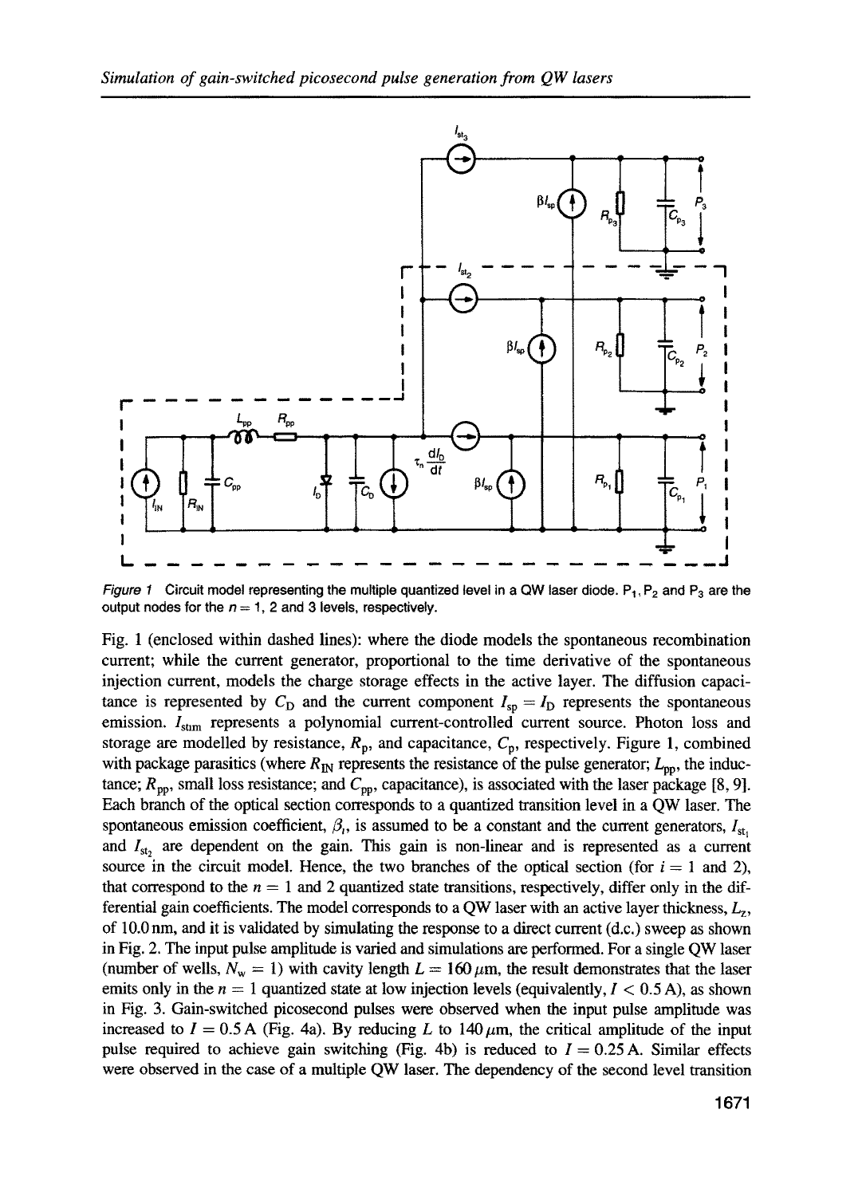*Figure 1* Circuit model representing the multiple quantized level in a QW laser diode. $P_1$, $P_2$ and $P_3$ are the output nodes for the $n = 1$, 2 and 3 levels, respectively.

Fig. 1 (enclosed within dashed lines): where the diode models the spontaneous recombination current; while the current generator, proportional to the time derivative of the spontaneous injection current, models the charge storage effects in the active layer. The diffusion capacitance is represented by $C_D$ and the current component $I_{sp} = I_D$ represents the spontaneous emission. $I_{stim}$ represents a polynomial current-controlled current source. Photon loss and storage are modelled by resistance, $R_p$, and capacitance, $C_p$, respectively. Figure 1, combined with package parasitics (where $R_{IN}$ represents the resistance of the pulse generator; $L_{pp}$, the inductance; $R_{pp}$, small loss resistance; and $C_{pp}$, capacitance), is associated with the laser package [8, 9]. Each branch of the optical section corresponds to a quantized transition level in a QW laser. The spontaneous emission coefficient, $\beta_i$, is assumed to be a constant and the current generators, $I_{st_1}$ and $I_{st_2}$ are dependent on the gain. This gain is non-linear and is represented as a current source in the circuit model. Hence, the two branches of the optical section (for $i = 1$ and 2), that correspond to the $n = 1$ and 2 quantized state transitions, respectively, differ only in the differential gain coefficients. The model corresponds to a QW laser with an active layer thickness, $L_z$, of 10.0 nm, and it is validated by simulating the response to a direct current (d.c.) sweep as shown in Fig. 2. The input pulse amplitude is varied and simulations are performed. For a single QW laser (number of wells, $N_w = 1$) with cavity length $L = 160\,\mu$m, the result demonstrates that the laser emits only in the $n = 1$ quantized state at low injection levels (equivalently, $I < 0.5$ A), as shown in Fig. 3. Gain-switched picosecond pulses were observed when the input pulse amplitude was increased to $I = 0.5$ A (Fig. 4a). By reducing $L$ to $140\,\mu$m, the critical amplitude of the input pulse required to achieve gain switching (Fig. 4b) is reduced to $I = 0.25$ A. Similar effects were observed in the case of a multiple QW laser. The dependency of the second level transition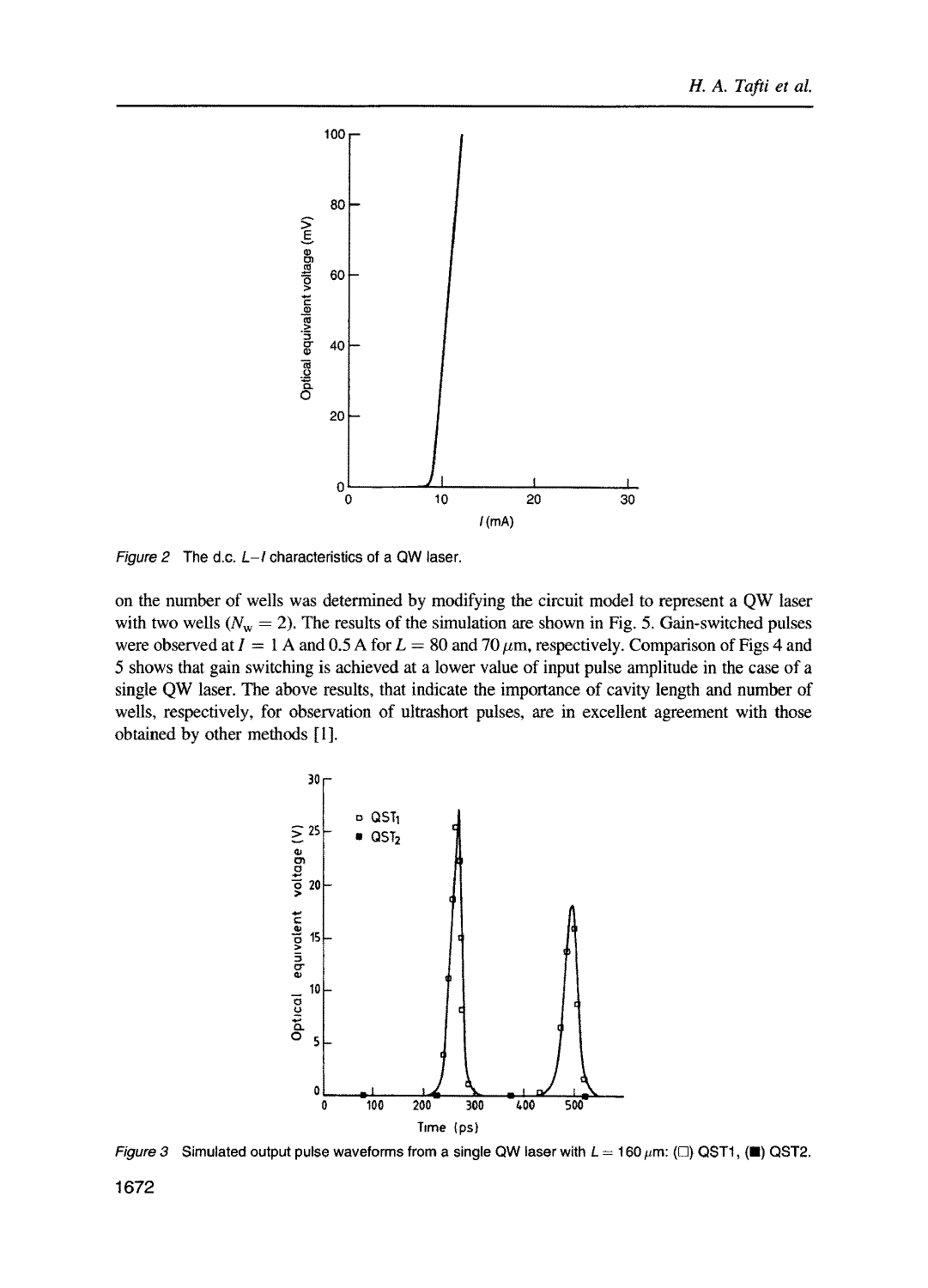Figure 2 The d.c. $L$–$I$ characteristics of a QW laser.

on the number of wells was determined by modifying the circuit model to represent a QW laser with two wells ($N_w = 2$). The results of the simulation are shown in Fig. 5. Gain-switched pulses were observed at $I = 1$ A and 0.5 A for $L = 80$ and 70 $\mu$m, respectively. Comparison of Figs 4 and 5 shows that gain switching is achieved at a lower value of input pulse amplitude in the case of a single QW laser. The above results, that indicate the importance of cavity length and number of wells, respectively, for observation of ultrashort pulses, are in excellent agreement with those obtained by other methods [1].

Figure 3 Simulated output pulse waveforms from a single QW laser with $L = 160\,\mu$m: (□) QST1, (■) QST2.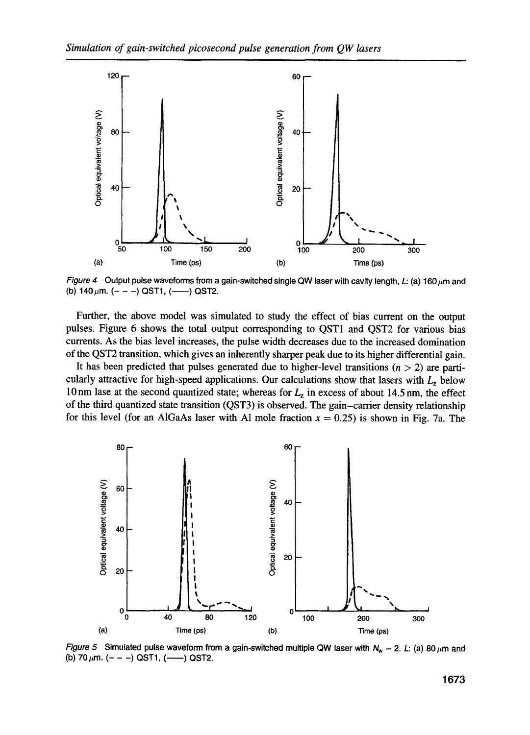Figure 4 Output pulse waveforms from a gain-switched single QW laser with cavity length, $L$: (a) 160 $\mu$m and (b) 140 $\mu$m. (– – –) QST1, (——) QST2.

Further, the above model was simulated to study the effect of bias current on the output pulses. Figure 6 shows the total output corresponding to QST1 and QST2 for various bias currents. As the bias level increases, the pulse width decreases due to the increased domination of the QST2 transition, which gives an inherently sharper peak due to its higher differential gain.

It has been predicted that pulses generated due to higher-level transitions ($n > 2$) are particularly attractive for high-speed applications. Our calculations show that lasers with $L_z$ below 10 nm lase at the second quantized state; whereas for $L_z$ in excess of about 14.5 nm, the effect of the third quantized state transition (QST3) is observed. The gain–carrier density relationship for this level (for an AlGaAs laser with Al mole fraction $x = 0.25$) is shown in Fig. 7a. The

Figure 5 Simulated pulse waveform from a gain-switched multiple QW laser with $N_w = 2$. $L$: (a) 80 $\mu$m and (b) 70 $\mu$m. (– – –) QST1, (——) QST2.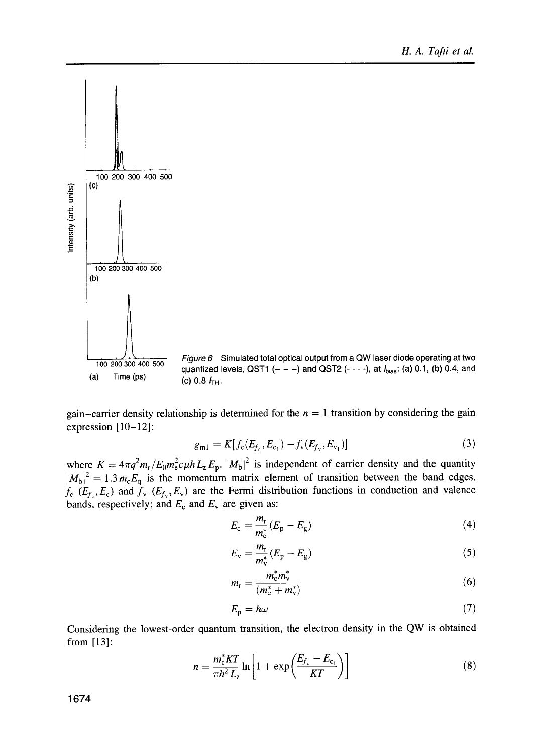Figure 6 Simulated total optical output from a QW laser diode operating at two quantized levels, QST1 (- - -) and QST2 (- - - -), at $I_{bias}$: (a) 0.1, (b) 0.4, and (c) 0.8 $I_{TH}$.

gain–carrier density relationship is determined for the $n = 1$ transition by considering the gain expression [10–12]:

$$g_{ml} = K[f_c(E_{f_c}, E_{c_1}) - f_v(E_{f_v}, E_{v_1})] \tag{3}$$

where $K = 4\pi q^2 m_r / E_0 m_c^2 c \mu h L_z E_p$. $|M_b|^2$ is independent of carrier density and the quantity $|M_b|^2 = 1.3 m_c E_q$ is the momentum matrix element of transition between the band edges. $f_c$ $(E_{f_c}, E_c)$ and $f_v$ $(E_{f_v}, E_v)$ are the Fermi distribution functions in conduction and valence bands, respectively; and $E_c$ and $E_v$ are given as:

$$E_c = \frac{m_r}{m_c^*}(E_p - E_g) \tag{4}$$

$$E_v = \frac{m_r}{m_v^*}(E_p - E_g) \tag{5}$$

$$m_r = \frac{m_c^* m_v^*}{(m_c^* + m_v^*)} \tag{6}$$

$$E_p = h\omega \tag{7}$$

Considering the lowest-order quantum transition, the electron density in the QW is obtained from [13]:

$$n = \frac{m_c^* KT}{\pi h^2 L_z} \ln\left[1 + \exp\left(\frac{E_{f_c} - E_{c_1}}{KT}\right)\right] \tag{8}$$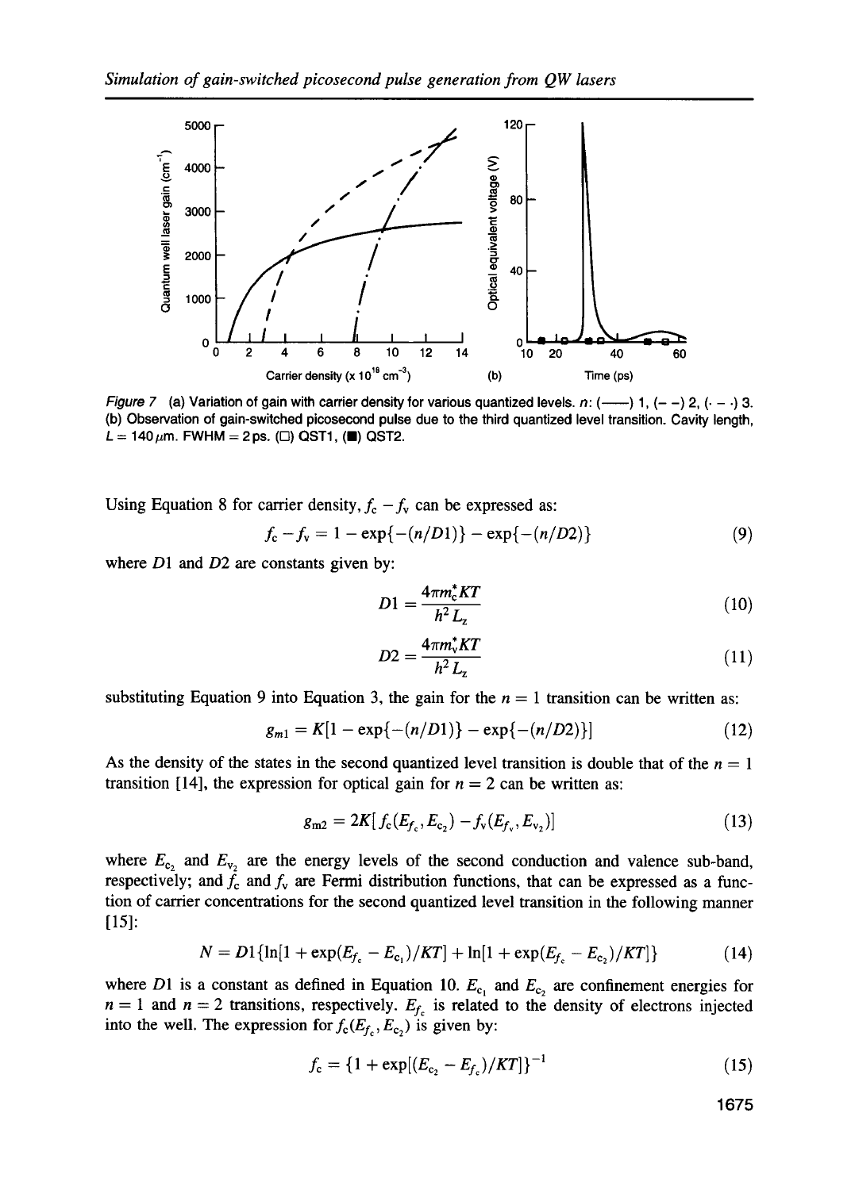*Figure 7* (a) Variation of gain with carrier density for various quantized levels. $n$: (——) 1, (– –) 2, (· – ·) 3. (b) Observation of gain-switched picosecond pulse due to the third quantized level transition. Cavity length, $L = 140\,\mu\text{m}$. FWHM = 2 ps. (□) QST1, (■) QST2.

Using Equation 8 for carrier density, $f_c - f_v$ can be expressed as:

$$f_c - f_v = 1 - \exp\{-(n/D1)\} - \exp\{-(n/D2)\} \tag{9}$$

where $D1$ and $D2$ are constants given by:

$$D1 = \frac{4\pi m_c^* KT}{h^2 L_z} \tag{10}$$

$$D2 = \frac{4\pi m_v^* KT}{h^2 L_z} \tag{11}$$

substituting Equation 9 into Equation 3, the gain for the $n = 1$ transition can be written as:

$$g_{m1} = K[1 - \exp\{-(n/D1)\} - \exp\{-(n/D2)\}] \tag{12}$$

As the density of the states in the second quantized level transition is double that of the $n = 1$ transition [14], the expression for optical gain for $n = 2$ can be written as:

$$g_{m2} = 2K[f_c(E_{f_c}, E_{c_2}) - f_v(E_{f_v}, E_{v_2})] \tag{13}$$

where $E_{c_2}$ and $E_{v_2}$ are the energy levels of the second conduction and valence sub-band, respectively; and $f_c$ and $f_v$ are Fermi distribution functions, that can be expressed as a function of carrier concentrations for the second quantized level transition in the following manner [15]:

$$N = D1\{\ln[1 + \exp(E_{f_c} - E_{c_1})/KT] + \ln[1 + \exp(E_{f_c} - E_{c_2})/KT]\} \tag{14}$$

where $D1$ is a constant as defined in Equation 10. $E_{c_1}$ and $E_{c_2}$ are confinement energies for $n = 1$ and $n = 2$ transitions, respectively. $E_{f_c}$ is related to the density of electrons injected into the well. The expression for $f_c(E_{f_c}, E_{c_2})$ is given by:

$$f_c = \{1 + \exp[(E_{c_2} - E_{f_c})/KT]\}^{-1} \tag{15}$$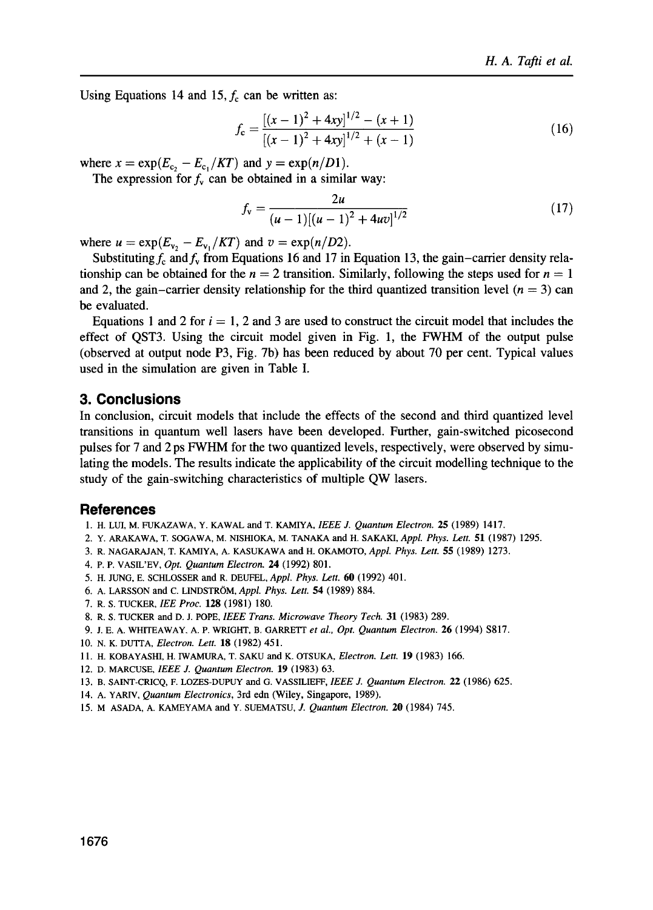Using Equations 14 and 15, $f_c$ can be written as:

$$f_c = \frac{[(x-1)^2 + 4xy]^{1/2} - (x+1)}{[(x-1)^2 + 4xy]^{1/2} + (x-1)} \tag{16}$$

where $x = \exp(E_{c_2} - E_{c_1}/KT)$ and $y = \exp(n/D1)$.

The expression for $f_v$ can be obtained in a similar way:

$$f_v = \frac{2u}{(u-1)[(u-1)^2 + 4uv]^{1/2}} \tag{17}$$

where $u = \exp(E_{v_2} - E_{v_1}/KT)$ and $v = \exp(n/D2)$.

Substituting $f_c$ and $f_v$ from Equations 16 and 17 in Equation 13, the gain–carrier density relationship can be obtained for the $n = 2$ transition. Similarly, following the steps used for $n = 1$ and 2, the gain–carrier density relationship for the third quantized transition level ($n = 3$) can be evaluated.

Equations 1 and 2 for $i = 1$, 2 and 3 are used to construct the circuit model that includes the effect of QST3. Using the circuit model given in Fig. 1, the FWHM of the output pulse (observed at output node P3, Fig. 7b) has been reduced by about 70 per cent. Typical values used in the simulation are given in Table I.

## 3. Conclusions

In conclusion, circuit models that include the effects of the second and third quantized level transitions in quantum well lasers have been developed. Further, gain-switched picosecond pulses for 7 and 2 ps FWHM for the two quantized levels, respectively, were observed by simulating the models. The results indicate the applicability of the circuit modelling technique to the study of the gain-switching characteristics of multiple QW lasers.

## References

1. H. LUI, M. FUKAZAWA, Y. KAWAL and T. KAMIYA, *IEEE J. Quantum Electron.* **25** (1989) 1417.
2. Y. ARAKAWA, T. SOGAWA, M. NISHIOKA, M. TANAKA and H. SAKAKI, *Appl. Phys. Lett.* **51** (1987) 1295.
3. R. NAGARAJAN, T. KAMIYA, A. KASUKAWA and H. OKAMOTO, *Appl. Phys. Lett.* **55** (1989) 1273.
4. P. P. VASIL'EV, *Opt. Quantum Electron.* **24** (1992) 801.
5. H. JUNG, E. SCHLOSSER and R. DEUFEL, *Appl. Phys. Lett.* **60** (1992) 401.
6. A. LARSSON and C. LINDSTRÖM, *Appl. Phys. Lett.* **54** (1989) 884.
7. R. S. TUCKER, *IEE Proc.* **128** (1981) 180.
8. R. S. TUCKER and D. J. POPE, *IEEE Trans. Microwave Theory Tech.* **31** (1983) 289.
9. J. E. A. WHITEAWAY, A. P. WRIGHT, B. GARRETT *et al., Opt. Quantum Electron.* **26** (1994) S817.
10. N. K. DUTTA, *Electron. Lett.* **18** (1982) 451.
11. H. KOBAYASHI, H. IWAMURA, T. SAKU and K. OTSUKA, *Electron. Lett.* **19** (1983) 166.
12. D. MARCUSE, *IEEE J. Quantum Electron.* **19** (1983) 63.
13. B. SAINT-CRICQ, F. LOZES-DUPUY and G. VASSILIEFF, *IEEE J. Quantum Electron.* **22** (1986) 625.
14. A. YARIV, *Quantum Electronics*, 3rd edn (Wiley, Singapore, 1989).
15. M ASADA, A. KAMEYAMA and Y. SUEMATSU, *J. Quantum Electron.* **20** (1984) 745.